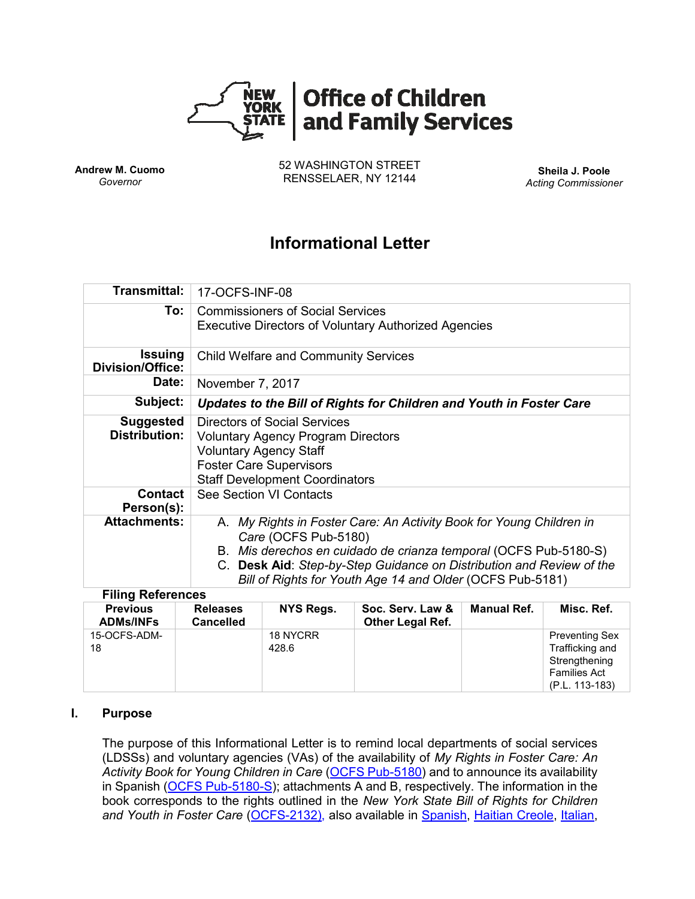# Office of Children and Family Services

**Andrew M. Cuomo**
*Governor*

52 WASHINGTON STREET
RENSSELAER, NY 12144

**Sheila J. Poole**
*Acting Commissioner*

## Informational Letter

| | |
|---|---|
| **Transmittal:** | 17-OCFS-INF-08 |
| **To:** | Commissioners of Social Services<br>Executive Directors of Voluntary Authorized Agencies |
| **Issuing Division/Office:** | Child Welfare and Community Services |
| **Date:** | November 7, 2017 |
| **Subject:** | ***Updates to the Bill of Rights for Children and Youth in Foster Care*** |
| **Suggested Distribution:** | Directors of Social Services<br>Voluntary Agency Program Directors<br>Voluntary Agency Staff<br>Foster Care Supervisors<br>Staff Development Coordinators |
| **Contact Person(s):** | See Section VI Contacts |
| **Attachments:** | A. *My Rights in Foster Care: An Activity Book for Young Children in Care* (OCFS Pub-5180)<br>B. *Mis derechos en cuidado de crianza temporal* (OCFS Pub-5180-S)<br>C. **Desk Aid**: *Step-by-Step Guidance on Distribution and Review of the Bill of Rights for Youth Age 14 and Older* (OCFS Pub-5181) |

**Filing References**

| Previous ADMs/INFs | Releases Cancelled | NYS Regs. | Soc. Serv. Law & Other Legal Ref. | Manual Ref. | Misc. Ref. |
|---|---|---|---|---|---|
| 15-OCFS-ADM-18 | | 18 NYCRR 428.6 | | | Preventing Sex Trafficking and Strengthening Families Act (P.L. 113-183) |

### I. Purpose

The purpose of this Informational Letter is to remind local departments of social services (LDSSs) and voluntary agencies (VAs) of the availability of *My Rights in Foster Care: An Activity Book for Young Children in Care* (OCFS Pub-5180) and to announce its availability in Spanish (OCFS Pub-5180-S); attachments A and B, respectively. The information in the book corresponds to the rights outlined in the *New York State Bill of Rights for Children and Youth in Foster Care* (OCFS-2132), also available in Spanish, Haitian Creole, Italian,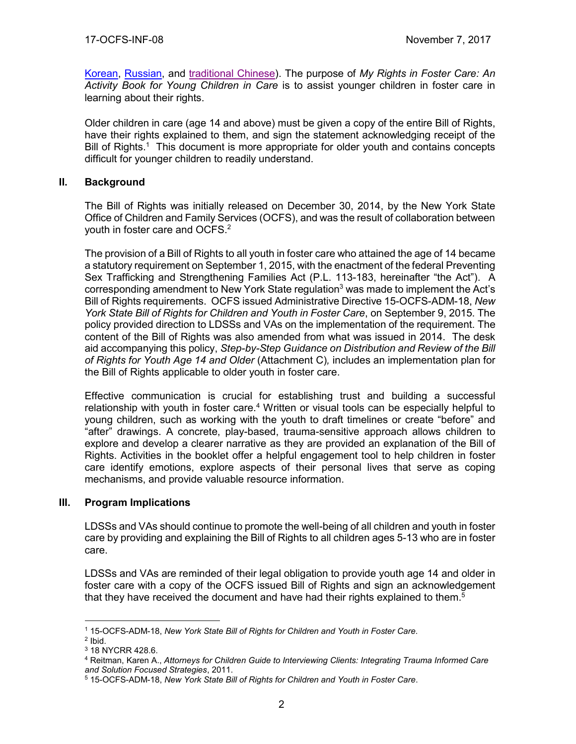Korean, Russian, and traditional Chinese). The purpose of *My Rights in Foster Care: An Activity Book for Young Children in Care* is to assist younger children in foster care in learning about their rights.

Older children in care (age 14 and above) must be given a copy of the entire Bill of Rights, have their rights explained to them, and sign the statement acknowledging receipt of the Bill of Rights.[1] This document is more appropriate for older youth and contains concepts difficult for younger children to readily understand.

## II. Background

The Bill of Rights was initially released on December 30, 2014, by the New York State Office of Children and Family Services (OCFS), and was the result of collaboration between youth in foster care and OCFS.[2]

The provision of a Bill of Rights to all youth in foster care who attained the age of 14 became a statutory requirement on September 1, 2015, with the enactment of the federal Preventing Sex Trafficking and Strengthening Families Act (P.L. 113-183, hereinafter "the Act"). A corresponding amendment to New York State regulation[3] was made to implement the Act's Bill of Rights requirements. OCFS issued Administrative Directive 15-OCFS-ADM-18, *New York State Bill of Rights for Children and Youth in Foster Care*, on September 9, 2015. The policy provided direction to LDSSs and VAs on the implementation of the requirement. The content of the Bill of Rights was also amended from what was issued in 2014. The desk aid accompanying this policy, *Step-by-Step Guidance on Distribution and Review of the Bill of Rights for Youth Age 14 and Older* (Attachment C), includes an implementation plan for the Bill of Rights applicable to older youth in foster care.

Effective communication is crucial for establishing trust and building a successful relationship with youth in foster care.[4] Written or visual tools can be especially helpful to young children, such as working with the youth to draft timelines or create "before" and "after" drawings. A concrete, play-based, trauma-sensitive approach allows children to explore and develop a clearer narrative as they are provided an explanation of the Bill of Rights. Activities in the booklet offer a helpful engagement tool to help children in foster care identify emotions, explore aspects of their personal lives that serve as coping mechanisms, and provide valuable resource information.

## III. Program Implications

LDSSs and VAs should continue to promote the well-being of all children and youth in foster care by providing and explaining the Bill of Rights to all children ages 5-13 who are in foster care.

LDSSs and VAs are reminded of their legal obligation to provide youth age 14 and older in foster care with a copy of the OCFS issued Bill of Rights and sign an acknowledgement that they have received the document and have had their rights explained to them.[5]

---

[1] 15-OCFS-ADM-18, *New York State Bill of Rights for Children and Youth in Foster Care.*

[2] Ibid.

[3] 18 NYCRR 428.6.

[4] Reitman, Karen A., *Attorneys for Children Guide to Interviewing Clients: Integrating Trauma Informed Care and Solution Focused Strategies*, 2011.

[5] 15-OCFS-ADM-18, *New York State Bill of Rights for Children and Youth in Foster Care*.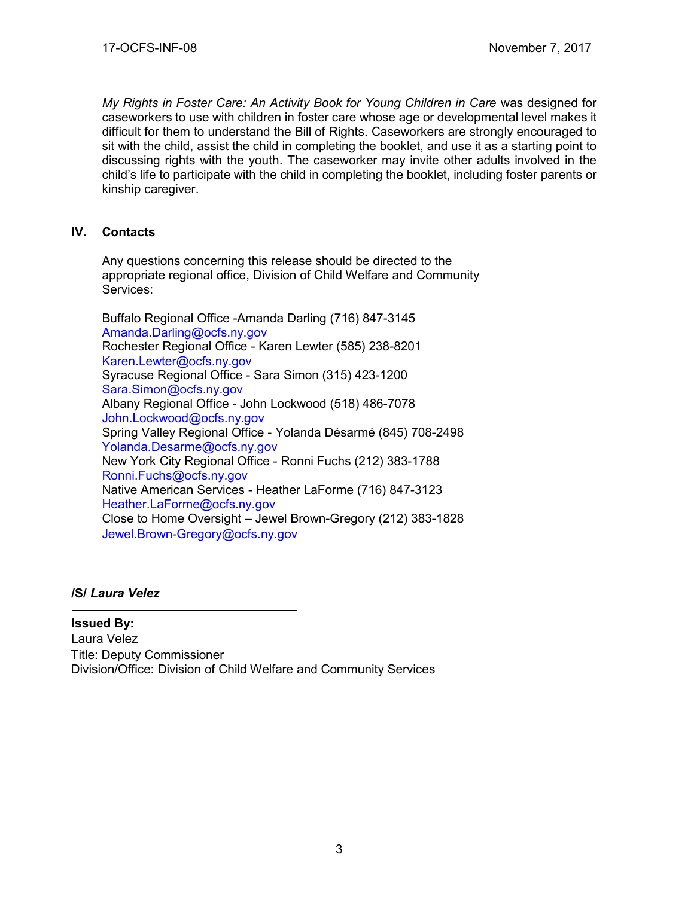*My Rights in Foster Care: An Activity Book for Young Children in Care* was designed for caseworkers to use with children in foster care whose age or developmental level makes it difficult for them to understand the Bill of Rights. Caseworkers are strongly encouraged to sit with the child, assist the child in completing the booklet, and use it as a starting point to discussing rights with the youth. The caseworker may invite other adults involved in the child's life to participate with the child in completing the booklet, including foster parents or kinship caregiver.

## IV. Contacts

Any questions concerning this release should be directed to the appropriate regional office, Division of Child Welfare and Community Services:

Buffalo Regional Office -Amanda Darling (716) 847-3145
Amanda.Darling@ocfs.ny.gov
Rochester Regional Office - Karen Lewter (585) 238-8201
Karen.Lewter@ocfs.ny.gov
Syracuse Regional Office - Sara Simon (315) 423-1200
Sara.Simon@ocfs.ny.gov
Albany Regional Office - John Lockwood (518) 486-7078
John.Lockwood@ocfs.ny.gov
Spring Valley Regional Office - Yolanda Désarmé (845) 708-2498
Yolanda.Desarme@ocfs.ny.gov
New York City Regional Office - Ronni Fuchs (212) 383-1788
Ronni.Fuchs@ocfs.ny.gov
Native American Services - Heather LaForme (716) 847-3123
Heather.LaForme@ocfs.ny.gov
Close to Home Oversight – Jewel Brown-Gregory (212) 383-1828
Jewel.Brown-Gregory@ocfs.ny.gov

**/S/ *Laura Velez***

**Issued By:**
Laura Velez
Title: Deputy Commissioner
Division/Office: Division of Child Welfare and Community Services